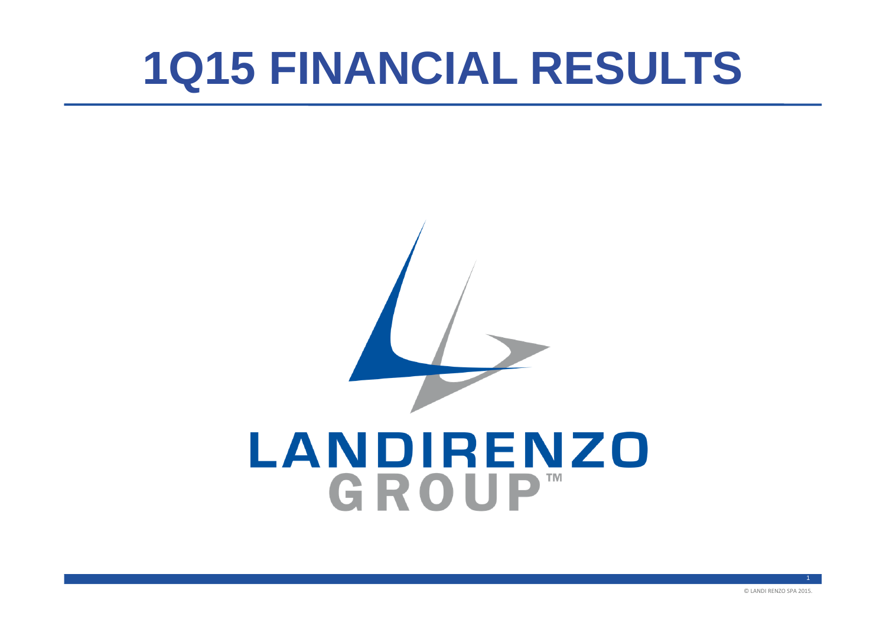# 1Q15 FINANCIAL RESULTS

LANDIRENZO GROUP™

© LANDI RENZO SPA 2015.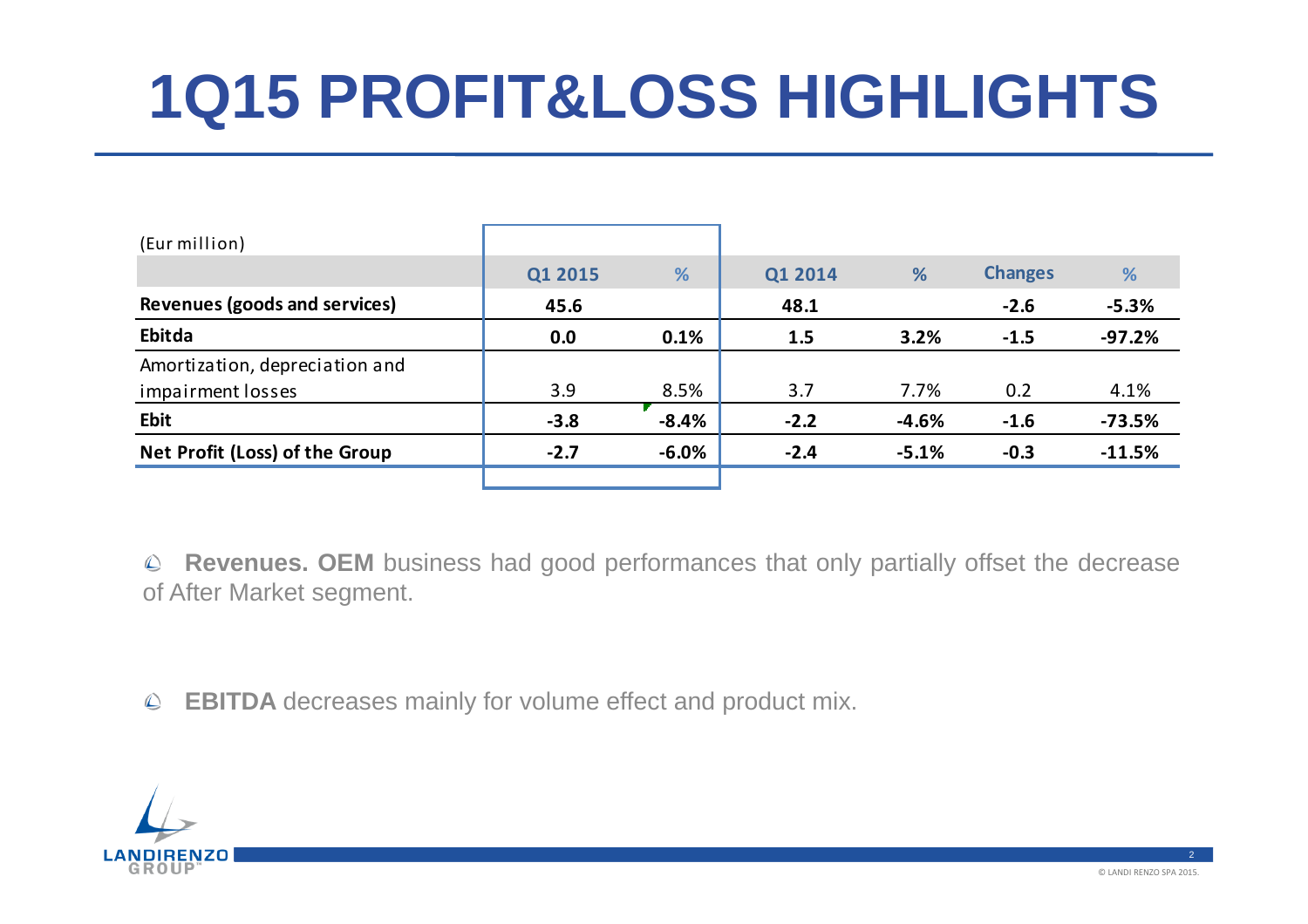# 1Q15 PROFIT&LOSS HIGHLIGHTS

(Eur million)

| | Q1 2015 | % | Q1 2014 | % | Changes | % |
|---|---|---|---|---|---|---|
| **Revenues (goods and services)** | **45.6** | | **48.1** | | **-2.6** | **-5.3%** |
| **Ebitda** | **0.0** | **0.1%** | **1.5** | **3.2%** | **-1.5** | **-97.2%** |
| Amortization, depreciation and impairment losses | 3.9 | 8.5% | 3.7 | 7.7% | 0.2 | 4.1% |
| **Ebit** | **-3.8** | **-8.4%** | **-2.2** | **-4.6%** | **-1.6** | **-73.5%** |
| **Net Profit (Loss) of the Group** | **-2.7** | **-6.0%** | **-2.4** | **-5.1%** | **-0.3** | **-11.5%** |

- **Revenues. OEM** business had good performances that only partially offset the decrease of After Market segment.

- **EBITDA** decreases mainly for volume effect and product mix.

© LANDI RENZO SPA 2015.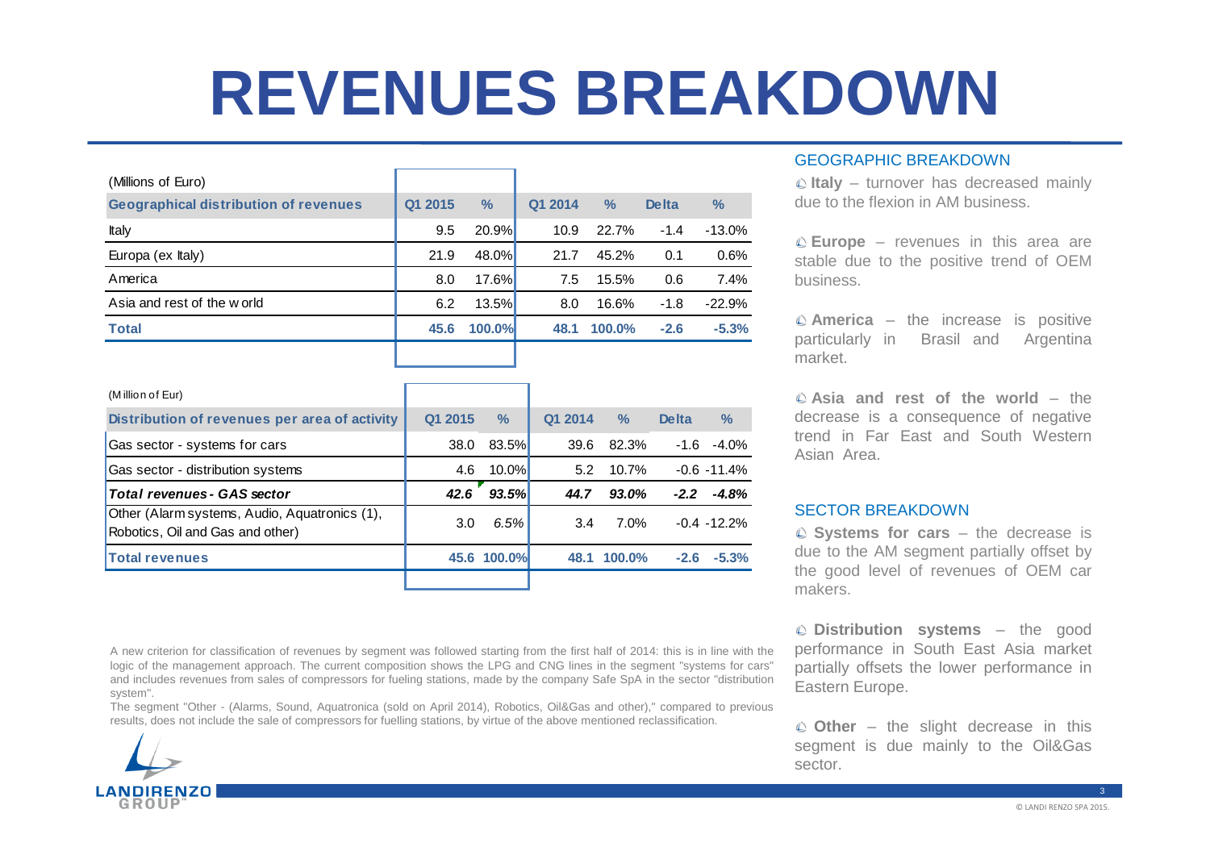# REVENUES BREAKDOWN

(Millions of Euro)

| Geographical distribution of revenues | Q1 2015 | % | Q1 2014 | % | Delta | % |
|---|---|---|---|---|---|---|
| Italy | 9.5 | 20.9% | 10.9 | 22.7% | -1.4 | -13.0% |
| Europa (ex Italy) | 21.9 | 48.0% | 21.7 | 45.2% | 0.1 | 0.6% |
| America | 8.0 | 17.6% | 7.5 | 15.5% | 0.6 | 7.4% |
| Asia and rest of the world | 6.2 | 13.5% | 8.0 | 16.6% | -1.8 | -22.9% |
| **Total** | **45.6** | **100.0%** | **48.1** | **100.0%** | **-2.6** | **-5.3%** |

(Million of Eur)

| Distribution of revenues per area of activity | Q1 2015 | % | Q1 2014 | % | Delta | % |
|---|---|---|---|---|---|---|
| Gas sector - systems for cars | 38.0 | 83.5% | 39.6 | 82.3% | -1.6 | -4.0% |
| Gas sector - distribution systems | 4.6 | 10.0% | 5.2 | 10.7% | -0.6 | -11.4% |
| ***Total revenues - GAS sector*** | ***42.6*** | ***93.5%*** | ***44.7*** | ***93.0%*** | ***-2.2*** | ***-4.8%*** |
| Other (Alarm systems, Audio, Aquatronics (1), Robotics, Oil and Gas and other) | 3.0 | *6.5%* | 3.4 | 7.0% | -0.4 | -12.2% |
| **Total revenues** | **45.6** | **100.0%** | **48.1** | **100.0%** | **-2.6** | **-5.3%** |

A new criterion for classification of revenues by segment was followed starting from the first half of 2014: this is in line with the logic of the management approach. The current composition shows the LPG and CNG lines in the segment "systems for cars" and includes revenues from sales of compressors for fueling stations, made by the company Safe SpA in the sector "distribution system".

The segment "Other - (Alarms, Sound, Aquatronica (sold on April 2014), Robotics, Oil&Gas and other)," compared to previous results, does not include the sale of compressors for fuelling stations, by virtue of the above mentioned reclassification.

## GEOGRAPHIC BREAKDOWN

- **Italy** – turnover has decreased mainly due to the flexion in AM business.
- **Europe** – revenues in this area are stable due to the positive trend of OEM business.
- **America** – the increase is positive particularly in Brasil and Argentina market.
- **Asia and rest of the world** – the decrease is a consequence of negative trend in Far East and South Western Asian Area.

## SECTOR BREAKDOWN

- **Systems for cars** – the decrease is due to the AM segment partially offset by the good level of revenues of OEM car makers.
- **Distribution systems** – the good performance in South East Asia market partially offsets the lower performance in Eastern Europe.
- **Other** – the slight decrease in this segment is due mainly to the Oil&Gas sector.

© LANDI RENZO SPA 2015.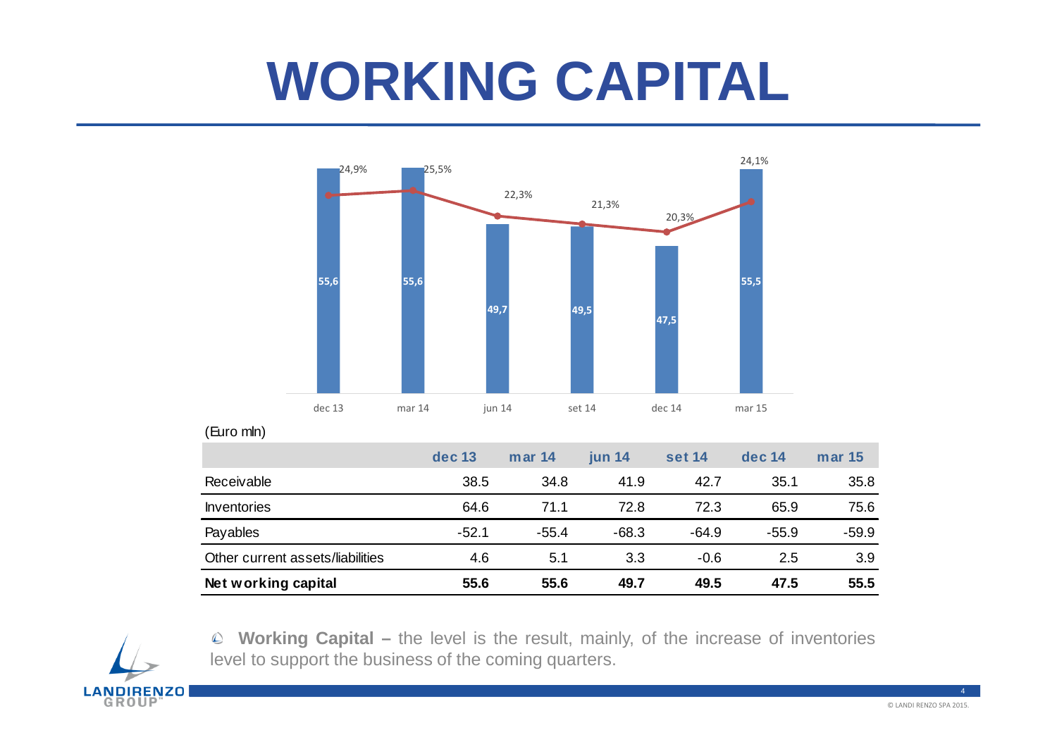# WORKING CAPITAL

24,9%
25,5%
22,3%
21,3%
20,3%
24,1%

55,6
55,6
49,7
49,5
47,5
55,5

dec 13
mar 14
jun 14
set 14
dec 14
mar 15

(Euro mln)

| | dec 13 | mar 14 | jun 14 | set 14 | dec 14 | mar 15 |
|---|---|---|---|---|---|---|
| Receivable | 38.5 | 34.8 | 41.9 | 42.7 | 35.1 | 35.8 |
| Inventories | 64.6 | 71.1 | 72.8 | 72.3 | 65.9 | 75.6 |
| Payables | -52.1 | -55.4 | -68.3 | -64.9 | -55.9 | -59.9 |
| Other current assets/liabilities | 4.6 | 5.1 | 3.3 | -0.6 | 2.5 | 3.9 |
| **Net working capital** | **55.6** | **55.6** | **49.7** | **49.5** | **47.5** | **55.5** |

- **Working Capital –** the level is the result, mainly, of the increase of inventories level to support the business of the coming quarters.

© LANDI RENZO SPA 2015.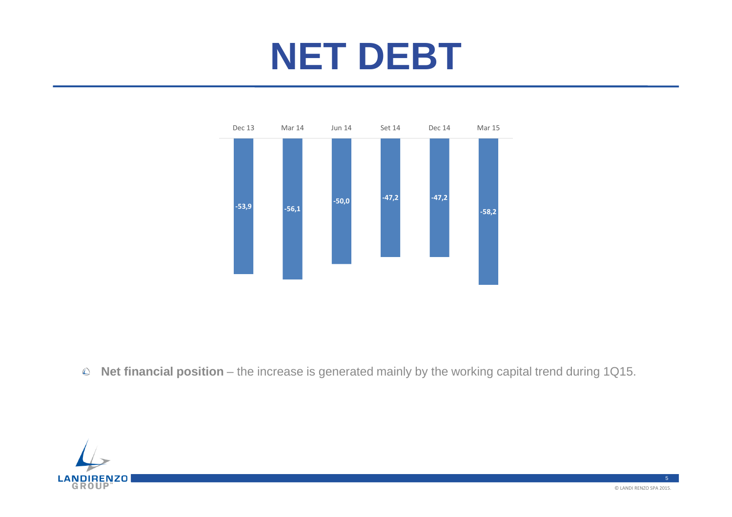# NET DEBT

Dec 13
Mar 14
Jun 14
Set 14
Dec 14
Mar 15

-53,9
-56,1
-50,0
-47,2
-47,2
-58,2

- **Net financial position** – the increase is generated mainly by the working capital trend during 1Q15.

© LANDI RENZO SPA 2015.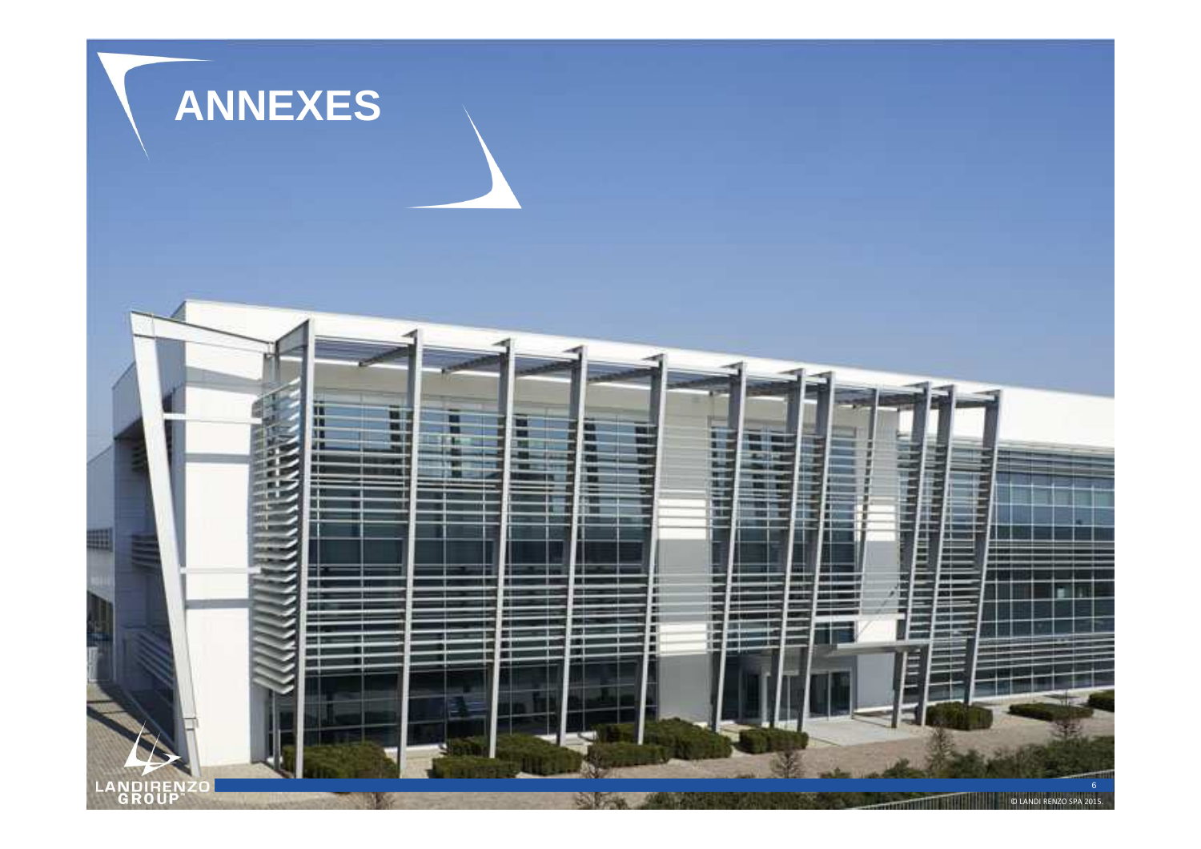# ANNEXES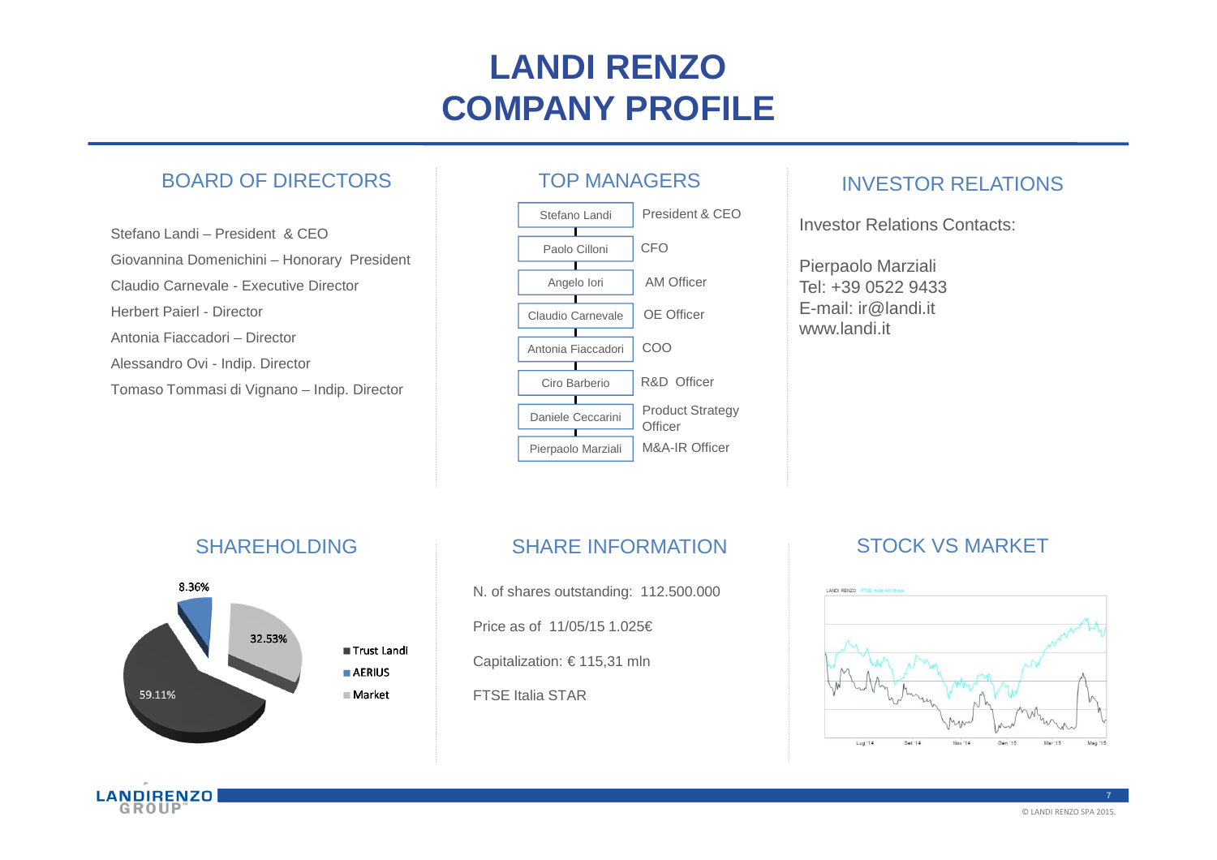# LANDI RENZO COMPANY PROFILE

## BOARD OF DIRECTORS

Stefano Landi – President & CEO

Giovannina Domenichini – Honorary President

Claudio Carnevale - Executive Director

Herbert Paierl - Director

Antonia Fiaccadori – Director

Alessandro Ovi - Indip. Director

Tomaso Tommasi di Vignano – Indip. Director

## TOP MANAGERS

| | |
|---|---|
| Stefano Landi | President & CEO |
| Paolo Cilloni | CFO |
| Angelo Iori | AM Officer |
| Claudio Carnevale | OE Officer |
| Antonia Fiaccadori | COO |
| Ciro Barberio | R&D Officer |
| Daniele Ceccarini | Product Strategy Officer |
| Pierpaolo Marziali | M&A-IR Officer |

## INVESTOR RELATIONS

Investor Relations Contacts:

Pierpaolo Marziali
Tel: +39 0522 9433
E-mail: ir@landi.it
www.landi.it

## SHAREHOLDING

8.36%
32.53%
59.11%

Trust Landi
AERIUS
Market

## SHARE INFORMATION

N. of shares outstanding: 112.500.000

Price as of 11/05/15 1.025€

Capitalization: € 115,31 mln

FTSE Italia STAR

## STOCK VS MARKET

LANDI RENZO FTSE Italia All-Share

Lug '14 Set '14 Nov '14 Gen '15 Mar '15 Mag '15

© LANDI RENZO SPA 2015.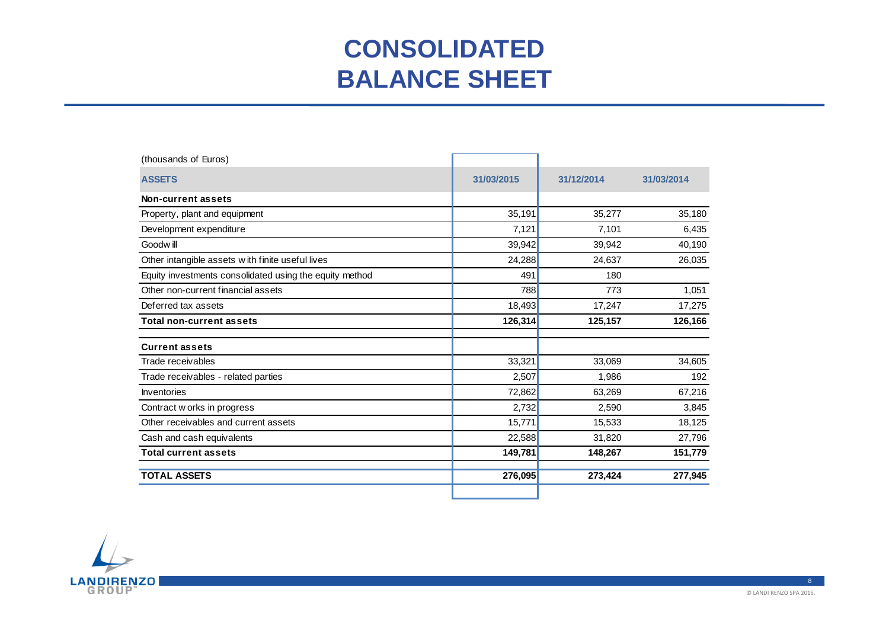# CONSOLIDATED BALANCE SHEET

(thousands of Euros)

| ASSETS | 31/03/2015 | 31/12/2014 | 31/03/2014 |
|---|---|---|---|
| **Non-current assets** | | | |
| Property, plant and equipment | 35,191 | 35,277 | 35,180 |
| Development expenditure | 7,121 | 7,101 | 6,435 |
| Goodwill | 39,942 | 39,942 | 40,190 |
| Other intangible assets with finite useful lives | 24,288 | 24,637 | 26,035 |
| Equity investments consolidated using the equity method | 491 | 180 | |
| Other non-current financial assets | 788 | 773 | 1,051 |
| Deferred tax assets | 18,493 | 17,247 | 17,275 |
| **Total non-current assets** | **126,314** | **125,157** | **126,166** |
| **Current assets** | | | |
| Trade receivables | 33,321 | 33,069 | 34,605 |
| Trade receivables - related parties | 2,507 | 1,986 | 192 |
| Inventories | 72,862 | 63,269 | 67,216 |
| Contract works in progress | 2,732 | 2,590 | 3,845 |
| Other receivables and current assets | 15,771 | 15,533 | 18,125 |
| Cash and cash equivalents | 22,588 | 31,820 | 27,796 |
| **Total current assets** | **149,781** | **148,267** | **151,779** |
| **TOTAL ASSETS** | **276,095** | **273,424** | **277,945** |

© LANDI RENZO SPA 2015.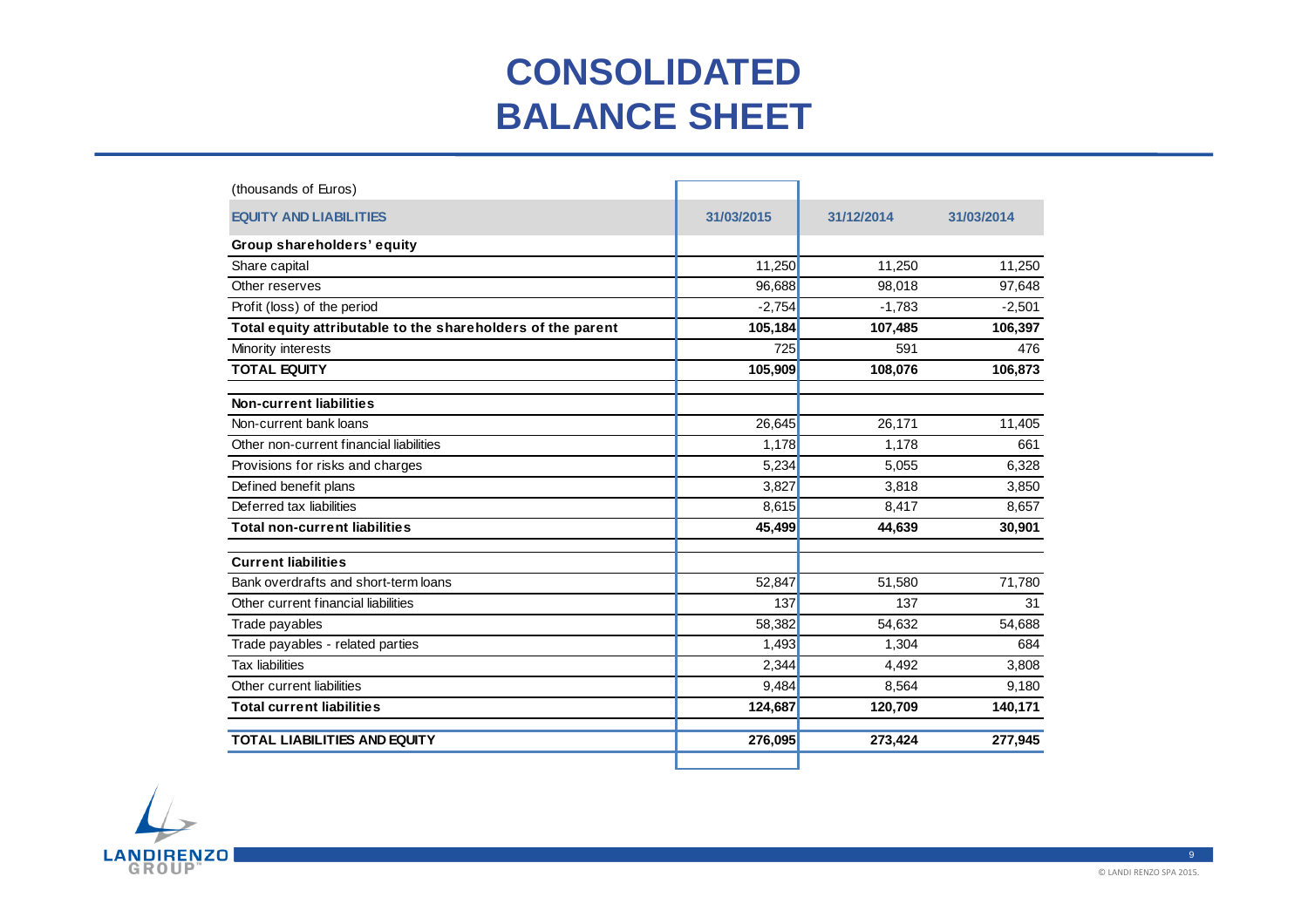# CONSOLIDATED BALANCE SHEET

(thousands of Euros)

| EQUITY AND LIABILITIES | 31/03/2015 | 31/12/2014 | 31/03/2014 |
|---|---|---|---|
| **Group shareholders' equity** | | | |
| Share capital | 11,250 | 11,250 | 11,250 |
| Other reserves | 96,688 | 98,018 | 97,648 |
| Profit (loss) of the period | -2,754 | -1,783 | -2,501 |
| **Total equity attributable to the shareholders of the parent** | **105,184** | **107,485** | **106,397** |
| Minority interests | 725 | 591 | 476 |
| **TOTAL EQUITY** | **105,909** | **108,076** | **106,873** |
| **Non-current liabilities** | | | |
| Non-current bank loans | 26,645 | 26,171 | 11,405 |
| Other non-current financial liabilities | 1,178 | 1,178 | 661 |
| Provisions for risks and charges | 5,234 | 5,055 | 6,328 |
| Defined benefit plans | 3,827 | 3,818 | 3,850 |
| Deferred tax liabilities | 8,615 | 8,417 | 8,657 |
| **Total non-current liabilities** | **45,499** | **44,639** | **30,901** |
| **Current liabilities** | | | |
| Bank overdrafts and short-term loans | 52,847 | 51,580 | 71,780 |
| Other current financial liabilities | 137 | 137 | 31 |
| Trade payables | 58,382 | 54,632 | 54,688 |
| Trade payables - related parties | 1,493 | 1,304 | 684 |
| Tax liabilities | 2,344 | 4,492 | 3,808 |
| Other current liabilities | 9,484 | 8,564 | 9,180 |
| **Total current liabilities** | **124,687** | **120,709** | **140,171** |
| **TOTAL LIABILITIES AND EQUITY** | **276,095** | **273,424** | **277,945** |

© LANDI RENZO SPA 2015.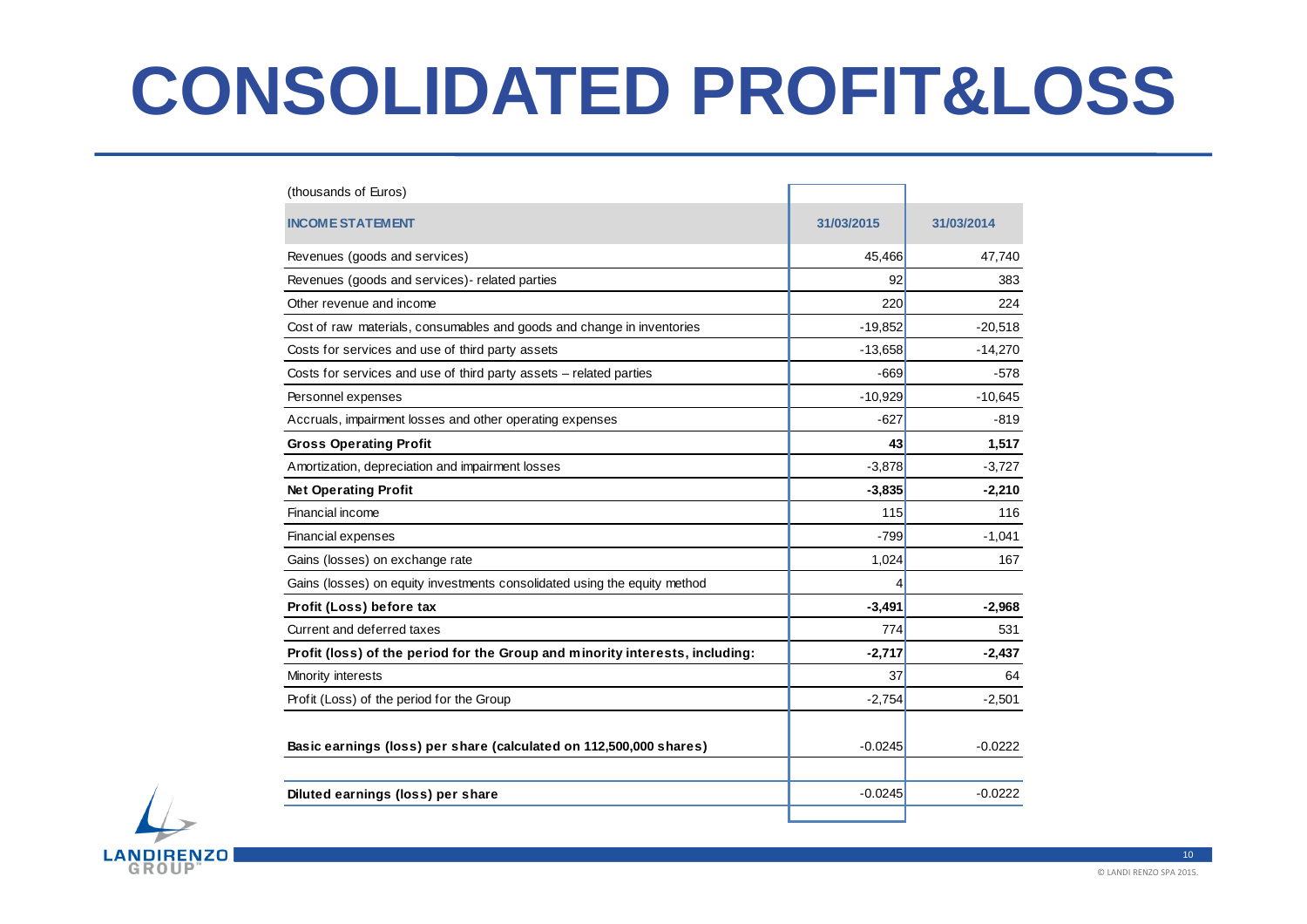# CONSOLIDATED PROFIT&LOSS

(thousands of Euros)

| INCOME STATEMENT | 31/03/2015 | 31/03/2014 |
|---|---|---|
| Revenues (goods and services) | 45,466 | 47,740 |
| Revenues (goods and services)- related parties | 92 | 383 |
| Other revenue and income | 220 | 224 |
| Cost of raw materials, consumables and goods and change in inventories | -19,852 | -20,518 |
| Costs for services and use of third party assets | -13,658 | -14,270 |
| Costs for services and use of third party assets – related parties | -669 | -578 |
| Personnel expenses | -10,929 | -10,645 |
| Accruals, impairment losses and other operating expenses | -627 | -819 |
| **Gross Operating Profit** | **43** | **1,517** |
| Amortization, depreciation and impairment losses | -3,878 | -3,727 |
| **Net Operating Profit** | **-3,835** | **-2,210** |
| Financial income | 115 | 116 |
| Financial expenses | -799 | -1,041 |
| Gains (losses) on exchange rate | 1,024 | 167 |
| Gains (losses) on equity investments consolidated using the equity method | 4 | |
| **Profit (Loss) before tax** | **-3,491** | **-2,968** |
| Current and deferred taxes | 774 | 531 |
| **Profit (loss) of the period for the Group and minority interests, including:** | **-2,717** | **-2,437** |
| Minority interests | 37 | 64 |
| Profit (Loss) of the period for the Group | -2,754 | -2,501 |
| **Basic earnings (loss) per share (calculated on 112,500,000 shares)** | -0.0245 | -0.0222 |
| **Diluted earnings (loss) per share** | -0.0245 | -0.0222 |

LANDIRENZO GROUP

© LANDI RENZO SPA 2015.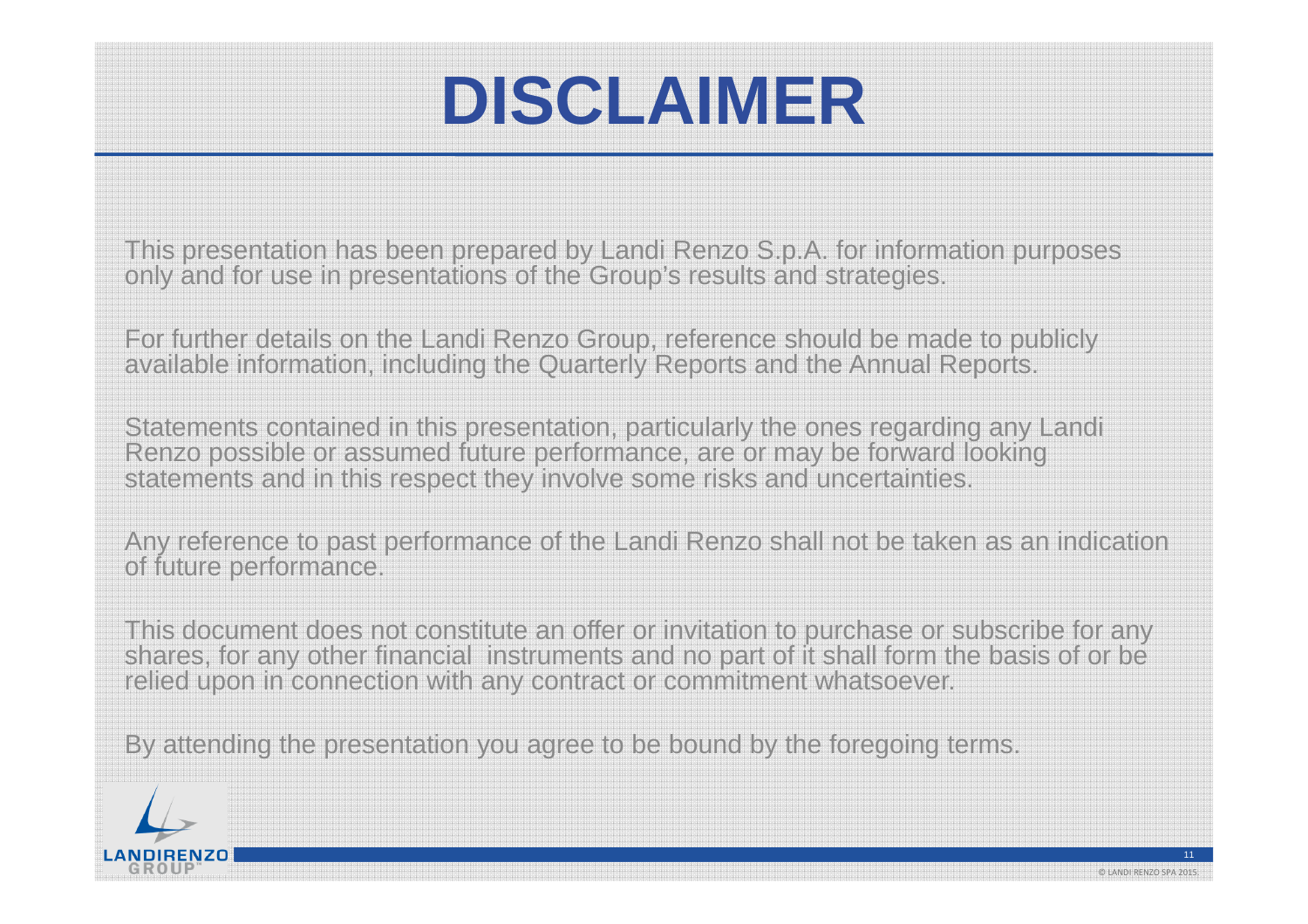# DISCLAIMER

This presentation has been prepared by Landi Renzo S.p.A. for information purposes only and for use in presentations of the Group's results and strategies.

For further details on the Landi Renzo Group, reference should be made to publicly available information, including the Quarterly Reports and the Annual Reports.

Statements contained in this presentation, particularly the ones regarding any Landi Renzo possible or assumed future performance, are or may be forward looking statements and in this respect they involve some risks and uncertainties.

Any reference to past performance of the Landi Renzo shall not be taken as an indication of future performance.

This document does not constitute an offer or invitation to purchase or subscribe for any shares, for any other financial instruments and no part of it shall form the basis of or be relied upon in connection with any contract or commitment whatsoever.

By attending the presentation you agree to be bound by the foregoing terms.

© LANDI RENZO SPA 2015.